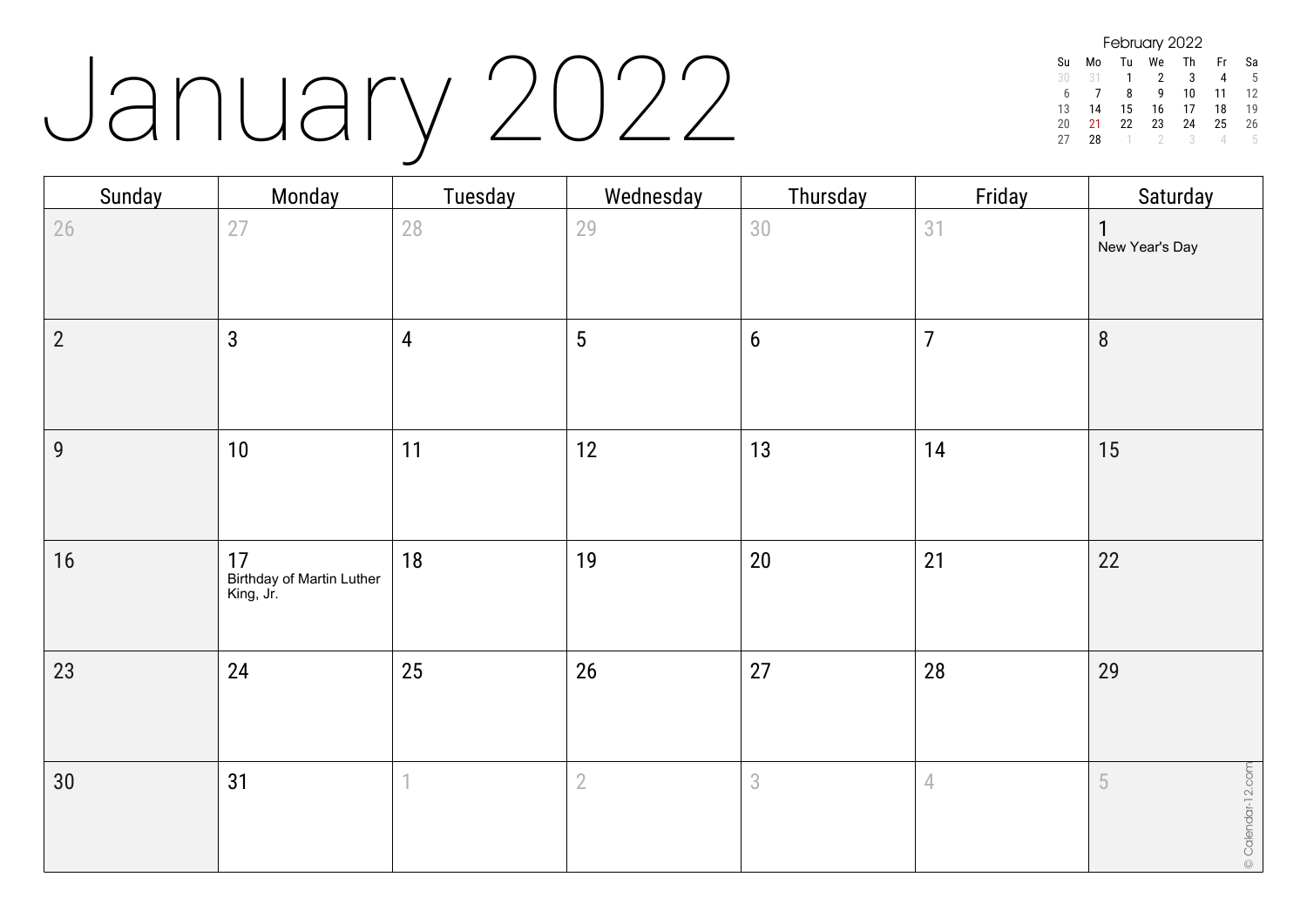# January 2022

**February 2022**

| Su | Mo | Tu | We | Th | Fr | Sa |
|---|---|---|---|---|---|---|
| 30 | 31 | 1 | 2 | 3 | 4 | 5 |
| 6 | 7 | 8 | 9 | 10 | 11 | 12 |
| 13 | 14 | 15 | 16 | 17 | 18 | 19 |
| 20 | 21 | 22 | 23 | 24 | 25 | 26 |
| 27 | 28 | 1 | 2 | 3 | 4 | 5 |

| Sunday | Monday | Tuesday | Wednesday | Thursday | Friday | Saturday |
|---|---|---|---|---|---|---|
| 26 | 27 | 28 | 29 | 30 | 31 | 1 New Year's Day |
| 2 | 3 | 4 | 5 | 6 | 7 | 8 |
| 9 | 10 | 11 | 12 | 13 | 14 | 15 |
| 16 | 17 Birthday of Martin Luther King, Jr. | 18 | 19 | 20 | 21 | 22 |
| 23 | 24 | 25 | 26 | 27 | 28 | 29 |
| 30 | 31 | 1 | 2 | 3 | 4 | 5 |

© Calendar-12.com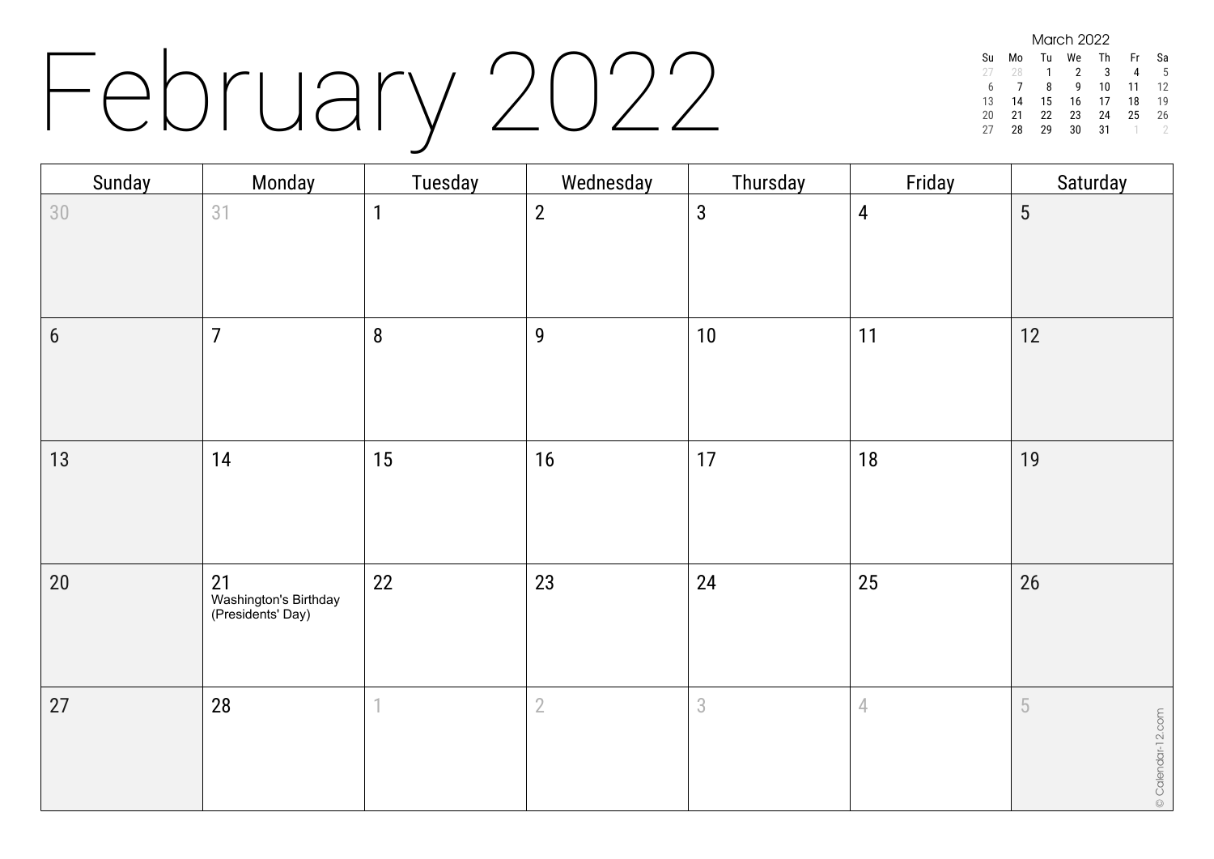# February 2022

March 2022

| Su | Mo | Tu | We | Th | Fr | Sa |
|---|---|---|---|---|---|---|
| 27 | 28 | 1 | 2 | 3 | 4 | 5 |
| 6 | 7 | 8 | 9 | 10 | 11 | 12 |
| 13 | 14 | 15 | 16 | 17 | 18 | 19 |
| 20 | 21 | 22 | 23 | 24 | 25 | 26 |
| 27 | 28 | 29 | 30 | 31 | 1 | 2 |

| Sunday | Monday | Tuesday | Wednesday | Thursday | Friday | Saturday |
|---|---|---|---|---|---|---|
| 30 | 31 | 1 | 2 | 3 | 4 | 5 |
| 6 | 7 | 8 | 9 | 10 | 11 | 12 |
| 13 | 14 | 15 | 16 | 17 | 18 | 19 |
| 20 | 21 Washington's Birthday (Presidents' Day) | 22 | 23 | 24 | 25 | 26 |
| 27 | 28 | 1 | 2 | 3 | 4 | 5 |

© Calendar-12.com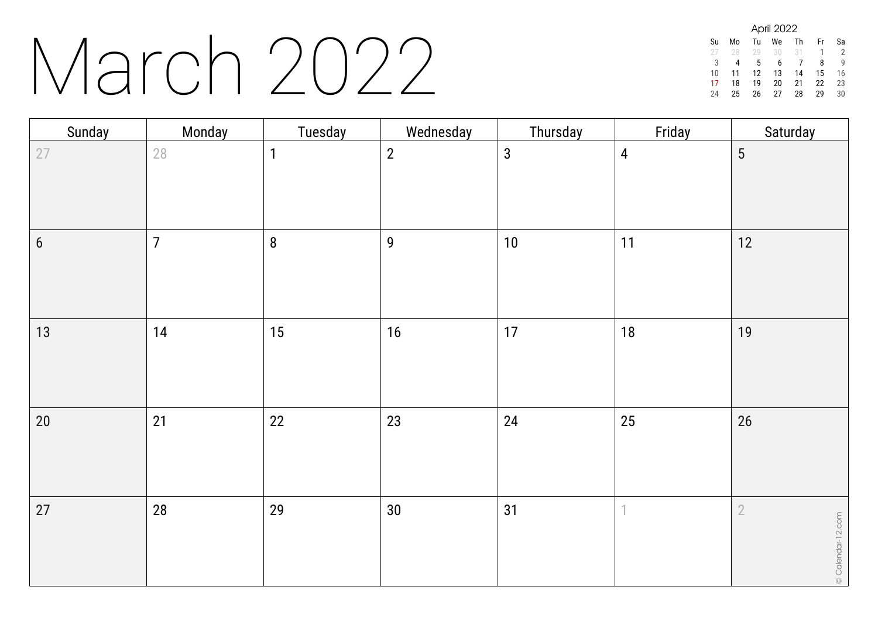# March 2022

April 2022

| Su | Mo | Tu | We | Th | Fr | Sa |
|---|---|---|---|---|---|---|
| 27 | 28 | 29 | 30 | 31 | 1 | 2 |
| 3 | 4 | 5 | 6 | 7 | 8 | 9 |
| 10 | 11 | 12 | 13 | 14 | 15 | 16 |
| 17 | 18 | 19 | 20 | 21 | 22 | 23 |
| 24 | 25 | 26 | 27 | 28 | 29 | 30 |

| Sunday | Monday | Tuesday | Wednesday | Thursday | Friday | Saturday |
|---|---|---|---|---|---|---|
| 27 | 28 | 1 | 2 | 3 | 4 | 5 |
| 6 | 7 | 8 | 9 | 10 | 11 | 12 |
| 13 | 14 | 15 | 16 | 17 | 18 | 19 |
| 20 | 21 | 22 | 23 | 24 | 25 | 26 |
| 27 | 28 | 29 | 30 | 31 | 1 | 2 |

© Calendar-12.com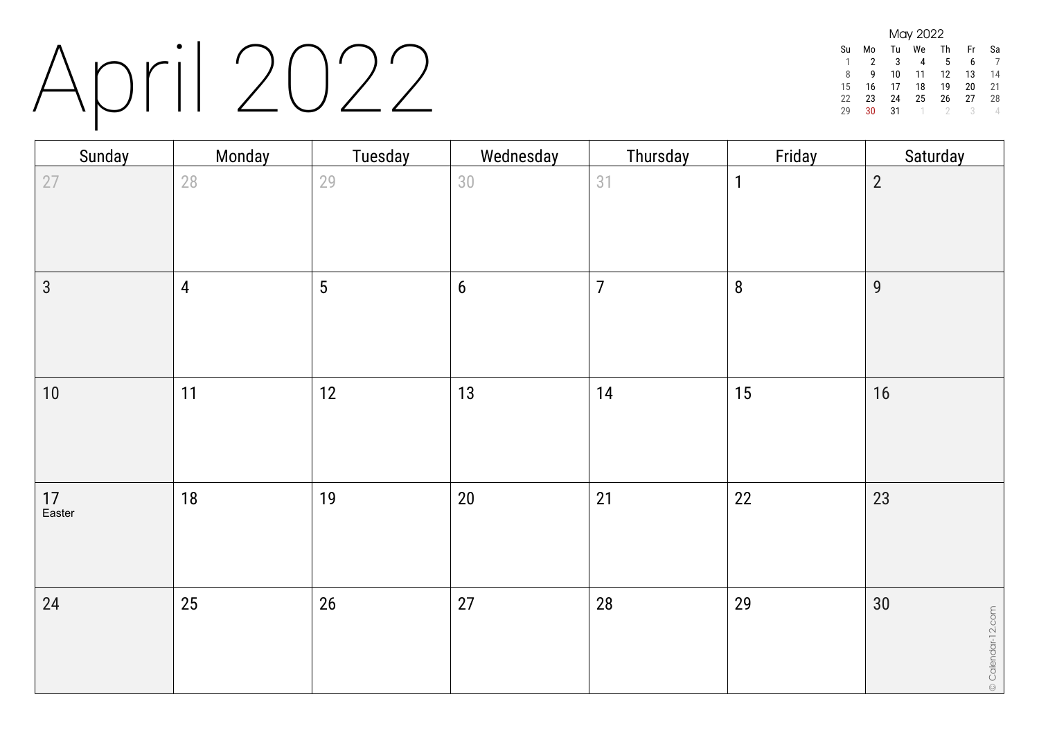# April 2022

May 2022

| Su | Mo | Tu | We | Th | Fr | Sa |
|---|---|---|---|---|---|---|
| 1 | 2 | 3 | 4 | 5 | 6 | 7 |
| 8 | 9 | 10 | 11 | 12 | 13 | 14 |
| 15 | 16 | 17 | 18 | 19 | 20 | 21 |
| 22 | 23 | 24 | 25 | 26 | 27 | 28 |
| 29 | 30 | 31 | 1 | 2 | 3 | 4 |

| Sunday | Monday | Tuesday | Wednesday | Thursday | Friday | Saturday |
|---|---|---|---|---|---|---|
| 27 | 28 | 29 | 30 | 31 | 1 | 2 |
| 3 | 4 | 5 | 6 | 7 | 8 | 9 |
| 10 | 11 | 12 | 13 | 14 | 15 | 16 |
| 17 Easter | 18 | 19 | 20 | 21 | 22 | 23 |
| 24 | 25 | 26 | 27 | 28 | 29 | 30 |

© Calendar-12.com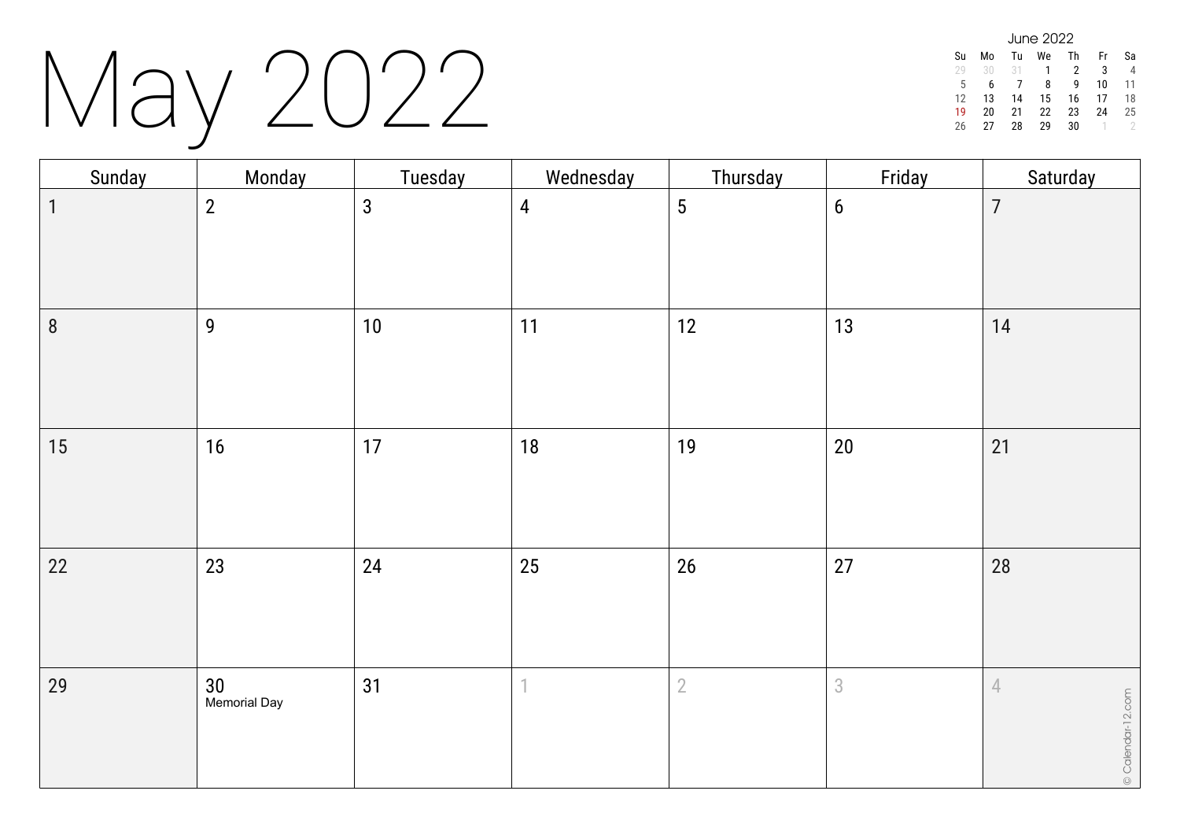# May 2022

**June 2022**

| Su | Mo | Tu | We | Th | Fr | Sa |
|---|---|---|---|---|---|---|
| 29 | 30 | 31 | 1 | 2 | 3 | 4 |
| 5 | 6 | 7 | 8 | 9 | 10 | 11 |
| 12 | 13 | 14 | 15 | 16 | 17 | 18 |
| 19 | 20 | 21 | 22 | 23 | 24 | 25 |
| 26 | 27 | 28 | 29 | 30 | 1 | 2 |

| Sunday | Monday | Tuesday | Wednesday | Thursday | Friday | Saturday |
|---|---|---|---|---|---|---|
| 1 | 2 | 3 | 4 | 5 | 6 | 7 |
| 8 | 9 | 10 | 11 | 12 | 13 | 14 |
| 15 | 16 | 17 | 18 | 19 | 20 | 21 |
| 22 | 23 | 24 | 25 | 26 | 27 | 28 |
| 29 | 30 Memorial Day | 31 | 1 | 2 | 3 | 4 |

© Calendar-12.com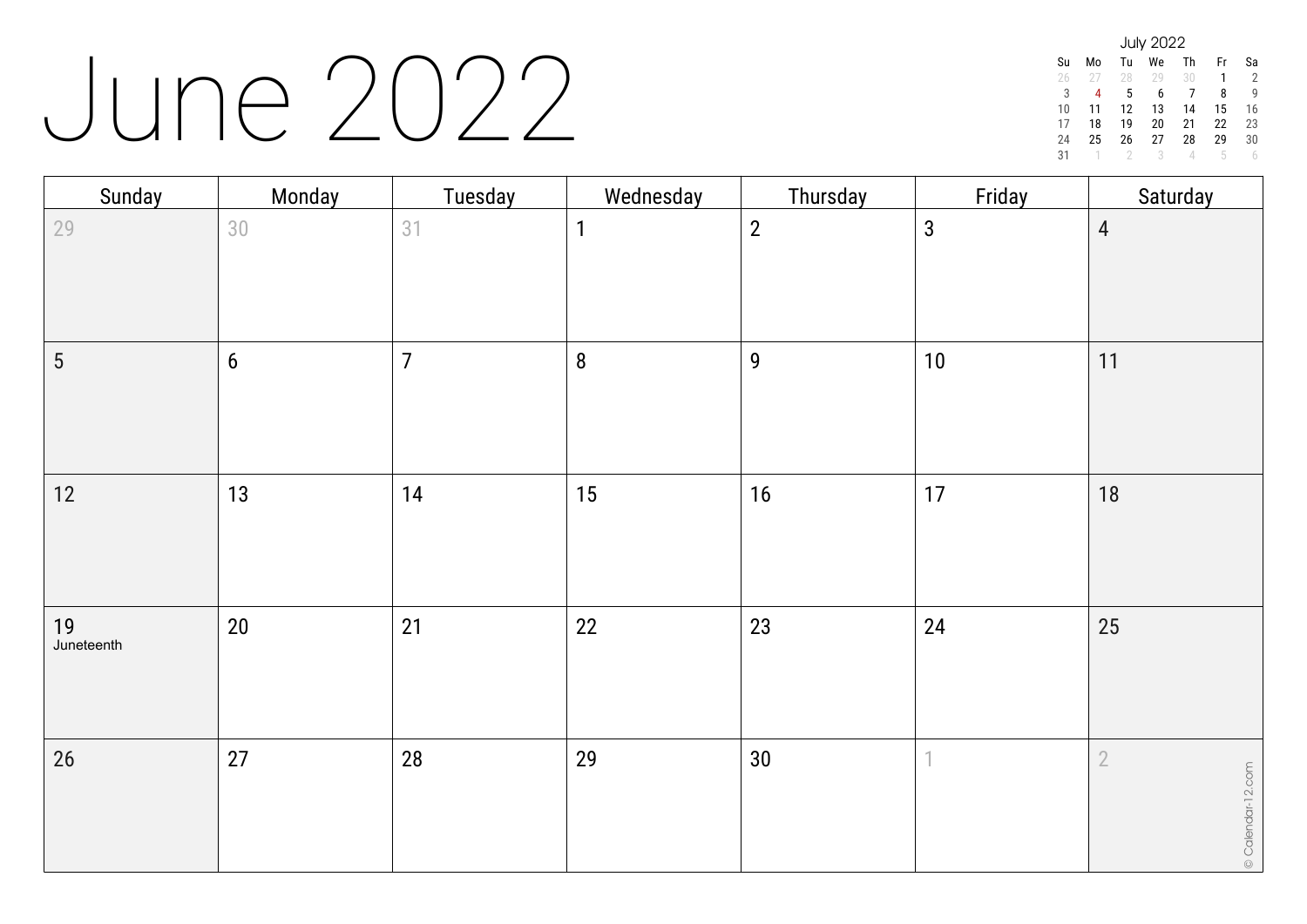# June 2022

July 2022

| Su | Mo | Tu | We | Th | Fr | Sa |
|---|---|---|---|---|---|---|
| 26 | 27 | 28 | 29 | 30 | 1 | 2 |
| 3 | 4 | 5 | 6 | 7 | 8 | 9 |
| 10 | 11 | 12 | 13 | 14 | 15 | 16 |
| 17 | 18 | 19 | 20 | 21 | 22 | 23 |
| 24 | 25 | 26 | 27 | 28 | 29 | 30 |
| 31 | 1 | 2 | 3 | 4 | 5 | 6 |

| Sunday | Monday | Tuesday | Wednesday | Thursday | Friday | Saturday |
|---|---|---|---|---|---|---|
| 29 | 30 | 31 | 1 | 2 | 3 | 4 |
| 5 | 6 | 7 | 8 | 9 | 10 | 11 |
| 12 | 13 | 14 | 15 | 16 | 17 | 18 |
| 19 Juneteenth | 20 | 21 | 22 | 23 | 24 | 25 |
| 26 | 27 | 28 | 29 | 30 | 1 | 2 |

© Calendar-12.com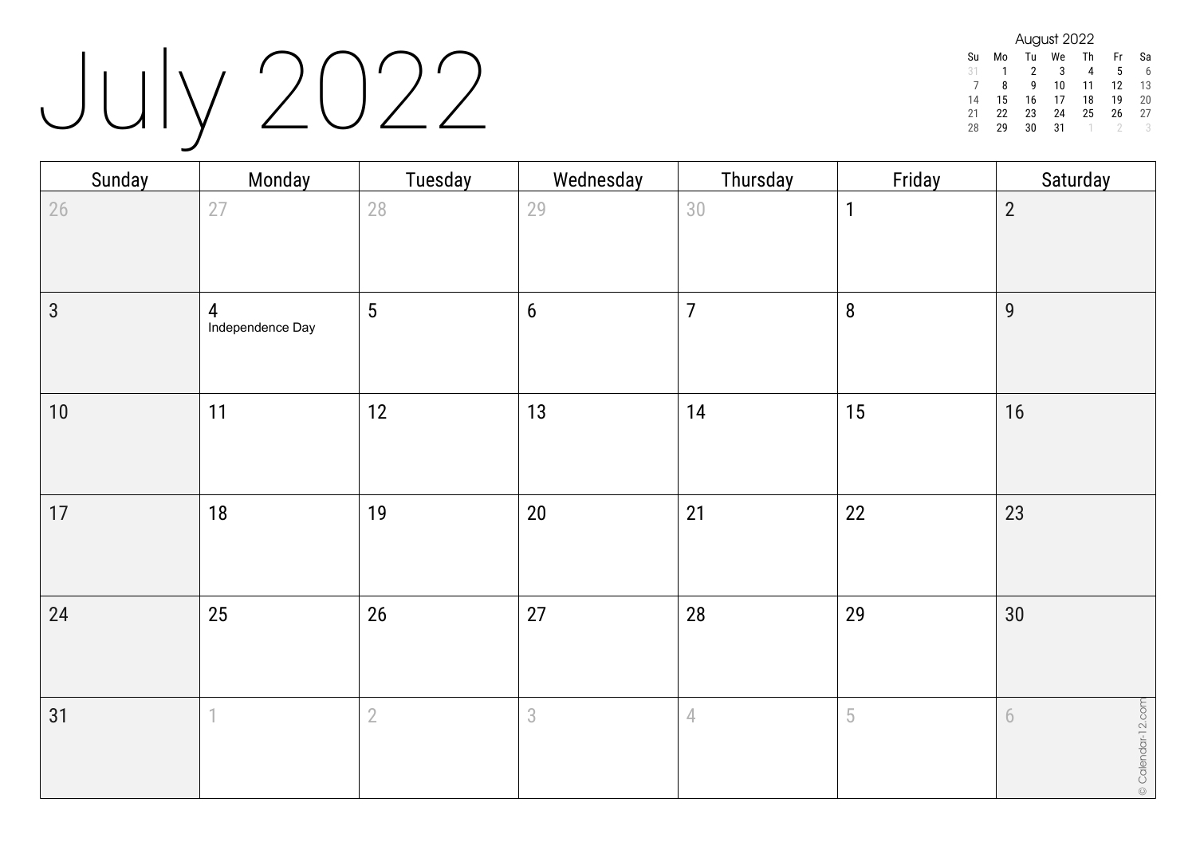# July 2022

| August 2022 | | | | | | |
|---|---|---|---|---|---|---|
| Su | Mo | Tu | We | Th | Fr | Sa |
| 31 | 1 | 2 | 3 | 4 | 5 | 6 |
| 7 | 8 | 9 | 10 | 11 | 12 | 13 |
| 14 | 15 | 16 | 17 | 18 | 19 | 20 |
| 21 | 22 | 23 | 24 | 25 | 26 | 27 |
| 28 | 29 | 30 | 31 | 1 | 2 | 3 |

| Sunday | Monday | Tuesday | Wednesday | Thursday | Friday | Saturday |
|---|---|---|---|---|---|---|
| 26 | 27 | 28 | 29 | 30 | 1 | 2 |
| 3 | 4 Independence Day | 5 | 6 | 7 | 8 | 9 |
| 10 | 11 | 12 | 13 | 14 | 15 | 16 |
| 17 | 18 | 19 | 20 | 21 | 22 | 23 |
| 24 | 25 | 26 | 27 | 28 | 29 | 30 |
| 31 | 1 | 2 | 3 | 4 | 5 | 6 |

© Calendar-12.com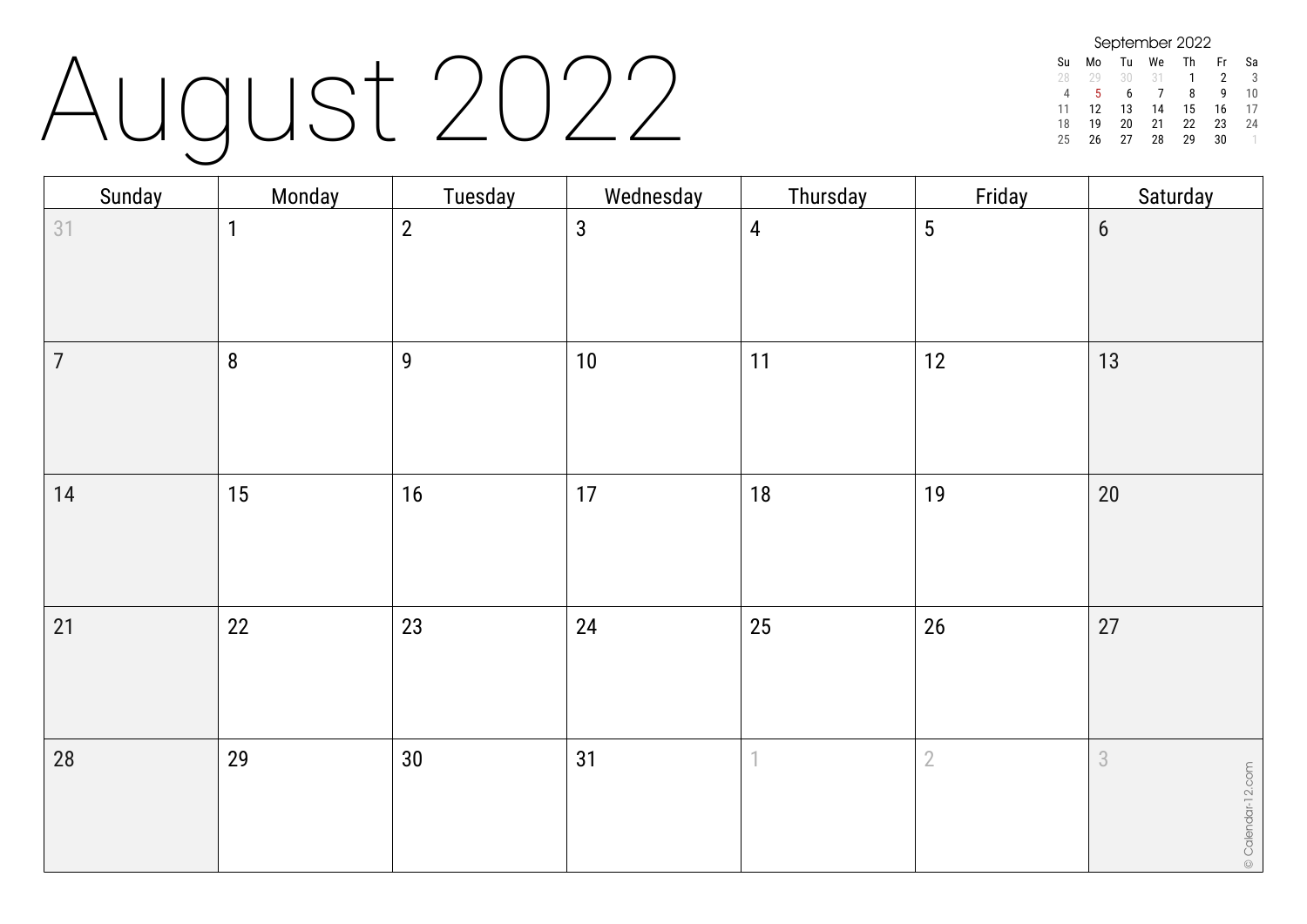# August 2022

**September 2022**

| Su | Mo | Tu | We | Th | Fr | Sa |
|---|---|---|---|---|---|---|
| 28 | 29 | 30 | 31 | 1 | 2 | 3 |
| 4 | 5 | 6 | 7 | 8 | 9 | 10 |
| 11 | 12 | 13 | 14 | 15 | 16 | 17 |
| 18 | 19 | 20 | 21 | 22 | 23 | 24 |
| 25 | 26 | 27 | 28 | 29 | 30 | 1 |

| Sunday | Monday | Tuesday | Wednesday | Thursday | Friday | Saturday |
|---|---|---|---|---|---|---|
| 31 | 1 | 2 | 3 | 4 | 5 | 6 |
| 7 | 8 | 9 | 10 | 11 | 12 | 13 |
| 14 | 15 | 16 | 17 | 18 | 19 | 20 |
| 21 | 22 | 23 | 24 | 25 | 26 | 27 |
| 28 | 29 | 30 | 31 | 1 | 2 | 3 |

© Calendar-12.com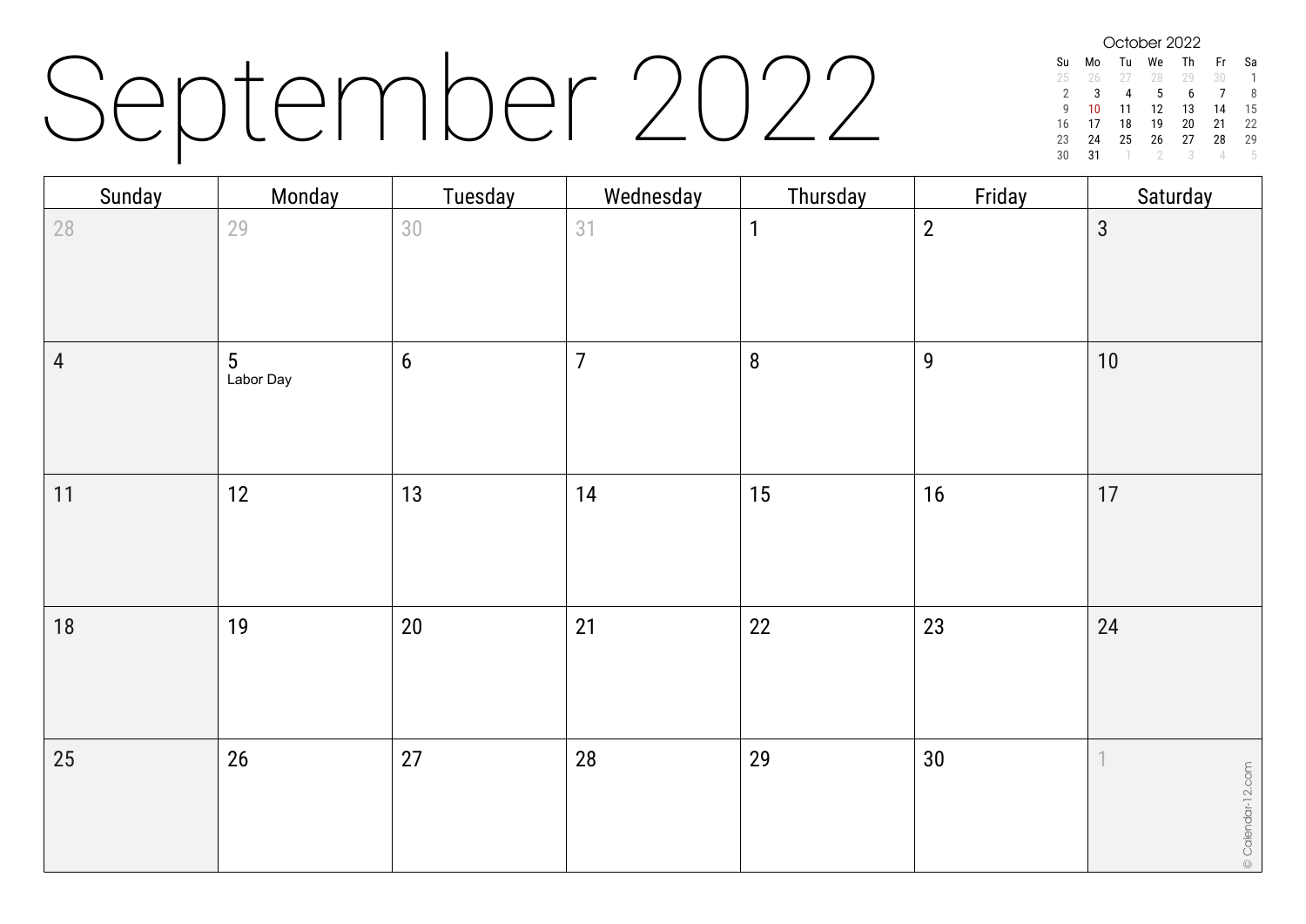# September 2022

**October 2022**

| Su | Mo | Tu | We | Th | Fr | Sa |
|---|---|---|---|---|---|---|
| 25 | 26 | 27 | 28 | 29 | 30 | 1 |
| 2 | 3 | 4 | 5 | 6 | 7 | 8 |
| 9 | 10 | 11 | 12 | 13 | 14 | 15 |
| 16 | 17 | 18 | 19 | 20 | 21 | 22 |
| 23 | 24 | 25 | 26 | 27 | 28 | 29 |
| 30 | 31 | 1 | 2 | 3 | 4 | 5 |

| Sunday | Monday | Tuesday | Wednesday | Thursday | Friday | Saturday |
|---|---|---|---|---|---|---|
| 28 | 29 | 30 | 31 | 1 | 2 | 3 |
| 4 | 5 Labor Day | 6 | 7 | 8 | 9 | 10 |
| 11 | 12 | 13 | 14 | 15 | 16 | 17 |
| 18 | 19 | 20 | 21 | 22 | 23 | 24 |
| 25 | 26 | 27 | 28 | 29 | 30 | 1 |

© Calendar-12.com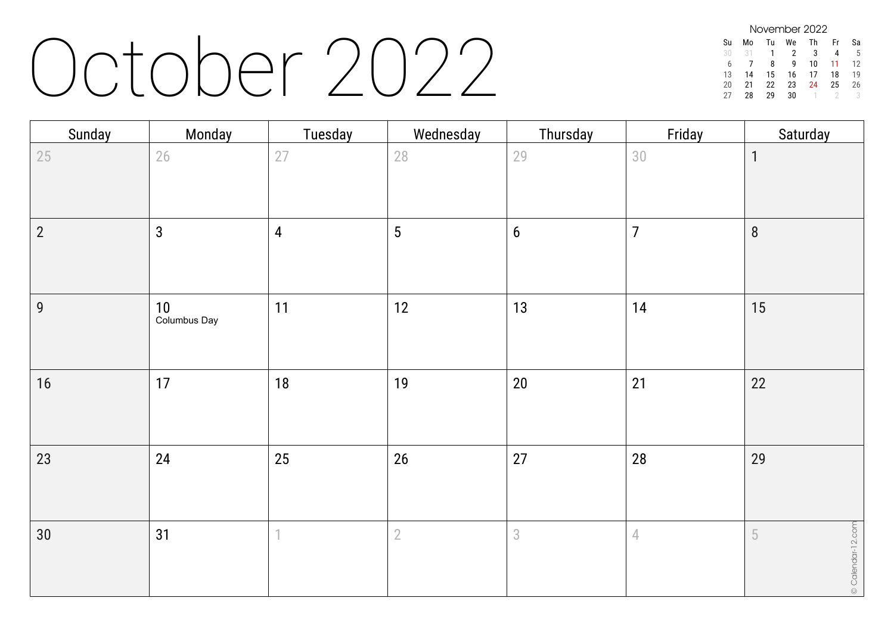# October 2022

**November 2022**

| Su | Mo | Tu | We | Th | Fr | Sa |
|---|---|---|---|---|---|---|
| 30 | 31 | 1 | 2 | 3 | 4 | 5 |
| 6 | 7 | 8 | 9 | 10 | 11 | 12 |
| 13 | 14 | 15 | 16 | 17 | 18 | 19 |
| 20 | 21 | 22 | 23 | 24 | 25 | 26 |
| 27 | 28 | 29 | 30 | 1 | 2 | 3 |

| Sunday | Monday | Tuesday | Wednesday | Thursday | Friday | Saturday |
|---|---|---|---|---|---|---|
| 25 | 26 | 27 | 28 | 29 | 30 | 1 |
| 2 | 3 | 4 | 5 | 6 | 7 | 8 |
| 9 | 10 Columbus Day | 11 | 12 | 13 | 14 | 15 |
| 16 | 17 | 18 | 19 | 20 | 21 | 22 |
| 23 | 24 | 25 | 26 | 27 | 28 | 29 |
| 30 | 31 | 1 | 2 | 3 | 4 | 5 |

© Calendar-12.com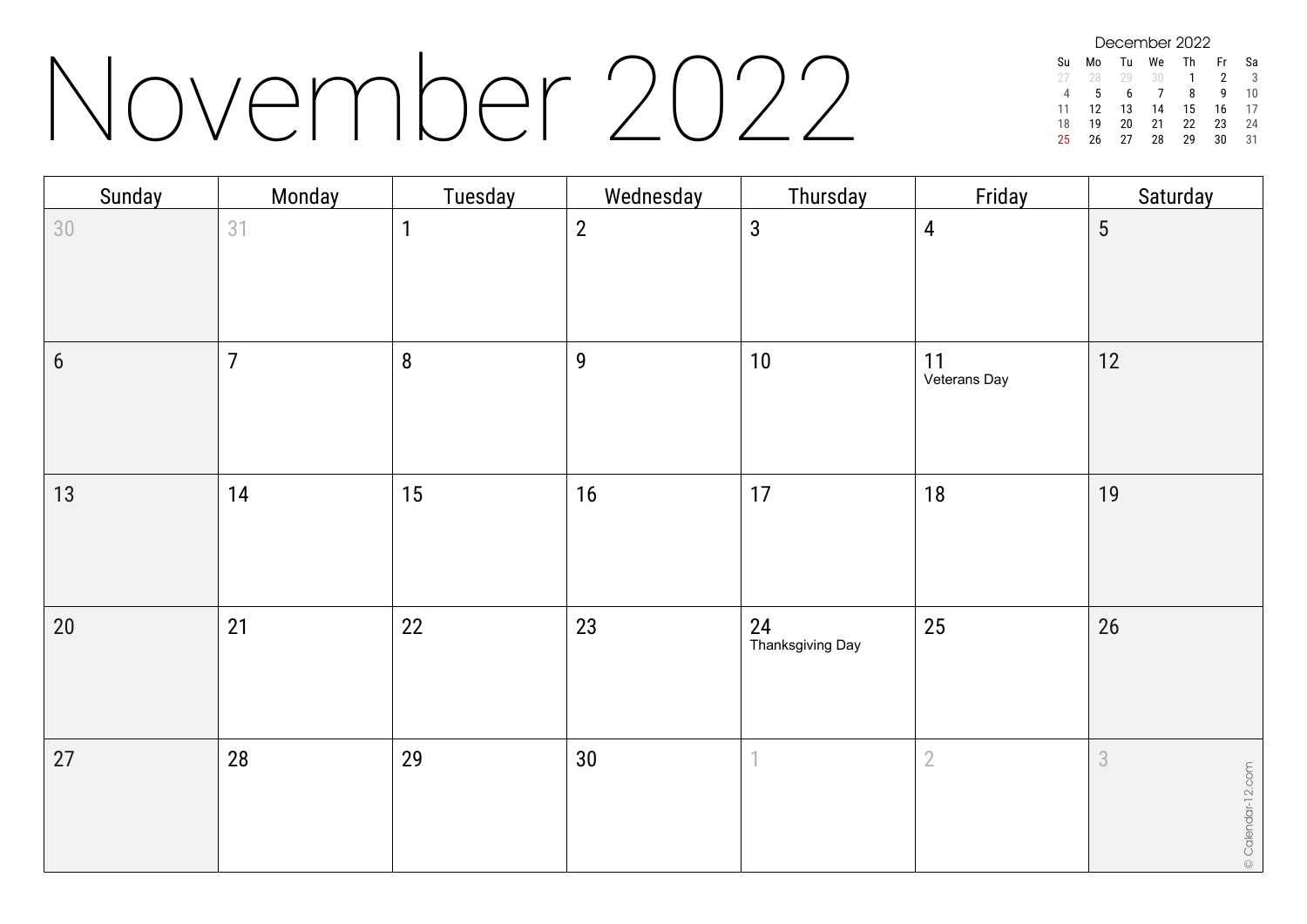# November 2022

**December 2022**

| Su | Mo | Tu | We | Th | Fr | Sa |
|---|---|---|---|---|---|---|
| 27 | 28 | 29 | 30 | 1 | 2 | 3 |
| 4 | 5 | 6 | 7 | 8 | 9 | 10 |
| 11 | 12 | 13 | 14 | 15 | 16 | 17 |
| 18 | 19 | 20 | 21 | 22 | 23 | 24 |
| 25 | 26 | 27 | 28 | 29 | 30 | 31 |

| Sunday | Monday | Tuesday | Wednesday | Thursday | Friday | Saturday |
|---|---|---|---|---|---|---|
| 30 | 31 | 1 | 2 | 3 | 4 | 5 |
| 6 | 7 | 8 | 9 | 10 | 11 Veterans Day | 12 |
| 13 | 14 | 15 | 16 | 17 | 18 | 19 |
| 20 | 21 | 22 | 23 | 24 Thanksgiving Day | 25 | 26 |
| 27 | 28 | 29 | 30 | 1 | 2 | 3 |

© Calendar-12.com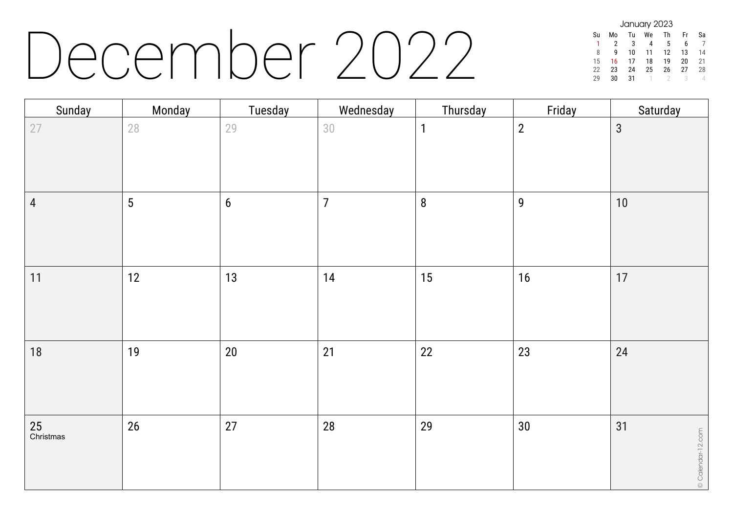# December 2022

January 2023

| Su | Mo | Tu | We | Th | Fr | Sa |
|---|---|---|---|---|---|---|
| 1 | 2 | 3 | 4 | 5 | 6 | 7 |
| 8 | 9 | 10 | 11 | 12 | 13 | 14 |
| 15 | 16 | 17 | 18 | 19 | 20 | 21 |
| 22 | 23 | 24 | 25 | 26 | 27 | 28 |
| 29 | 30 | 31 | 1 | 2 | 3 | 4 |

| Sunday | Monday | Tuesday | Wednesday | Thursday | Friday | Saturday |
|---|---|---|---|---|---|---|
| 27 | 28 | 29 | 30 | 1 | 2 | 3 |
| 4 | 5 | 6 | 7 | 8 | 9 | 10 |
| 11 | 12 | 13 | 14 | 15 | 16 | 17 |
| 18 | 19 | 20 | 21 | 22 | 23 | 24 |
| 25 Christmas | 26 | 27 | 28 | 29 | 30 | 31 |

© Calendar-12.com